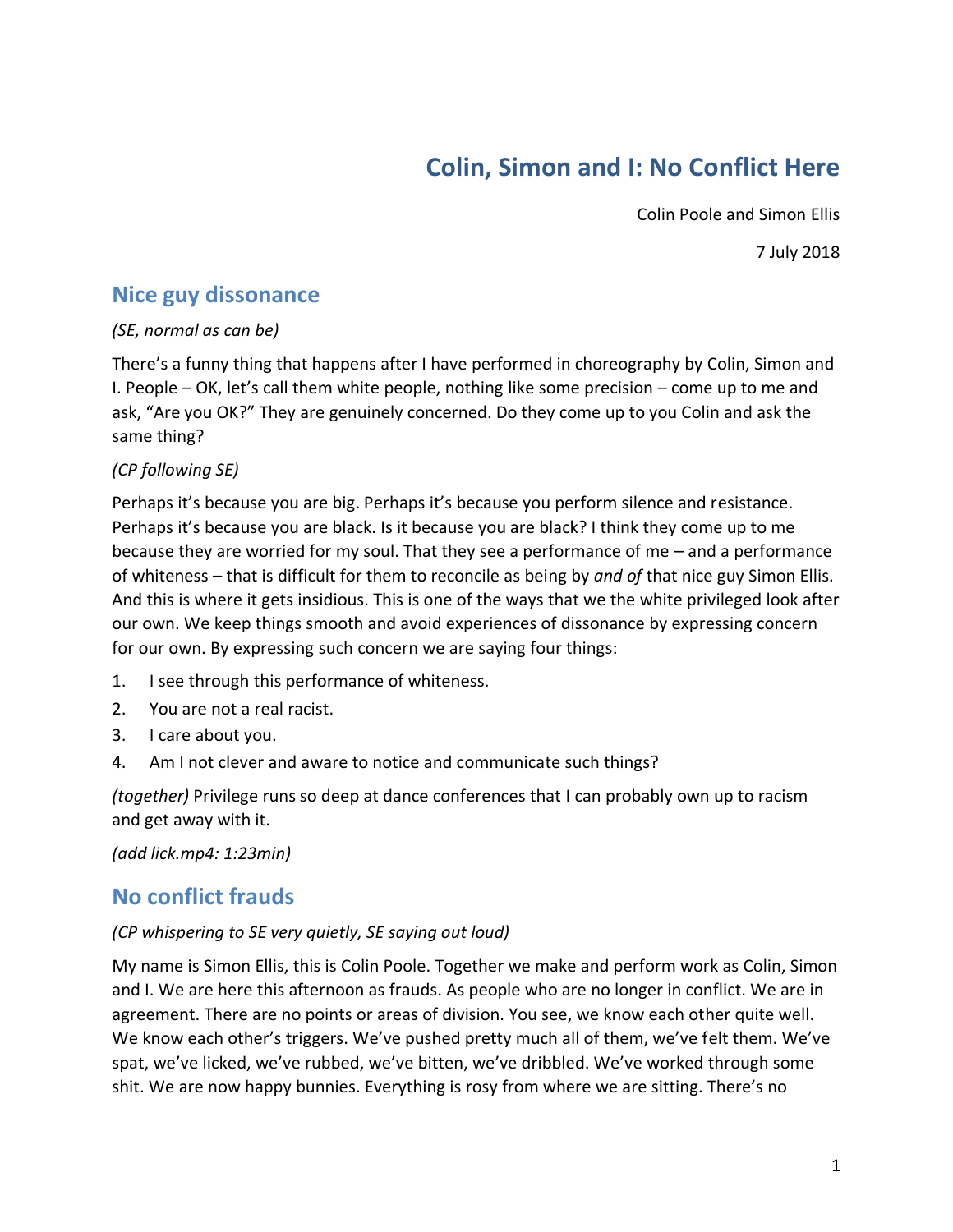# Colin, Simon and I: No Conflict Here

Colin Poole and Simon Ellis

7 July 2018

## Nice guy dissonance

*(SE, normal as can be)*

There's a funny thing that happens after I have performed in choreography by Colin, Simon and I. People – OK, let's call them white people, nothing like some precision – come up to me and ask, "Are you OK?" They are genuinely concerned. Do they come up to you Colin and ask the same thing?

*(CP following SE)*

Perhaps it's because you are big. Perhaps it's because you perform silence and resistance. Perhaps it's because you are black. Is it because you are black? I think they come up to me because they are worried for my soul. That they see a performance of me – and a performance of whiteness – that is difficult for them to reconcile as being by *and of* that nice guy Simon Ellis. And this is where it gets insidious. This is one of the ways that we the white privileged look after our own. We keep things smooth and avoid experiences of dissonance by expressing concern for our own. By expressing such concern we are saying four things:

1. I see through this performance of whiteness.
2. You are not a real racist.
3. I care about you.
4. Am I not clever and aware to notice and communicate such things?

*(together)* Privilege runs so deep at dance conferences that I can probably own up to racism and get away with it.

*(add lick.mp4: 1:23min)*

## No conflict frauds

*(CP whispering to SE very quietly, SE saying out loud)*

My name is Simon Ellis, this is Colin Poole. Together we make and perform work as Colin, Simon and I. We are here this afternoon as frauds. As people who are no longer in conflict. We are in agreement. There are no points or areas of division. You see, we know each other quite well. We know each other's triggers. We've pushed pretty much all of them, we've felt them. We've spat, we've licked, we've rubbed, we've bitten, we've dribbled. We've worked through some shit. We are now happy bunnies. Everything is rosy from where we are sitting. There's no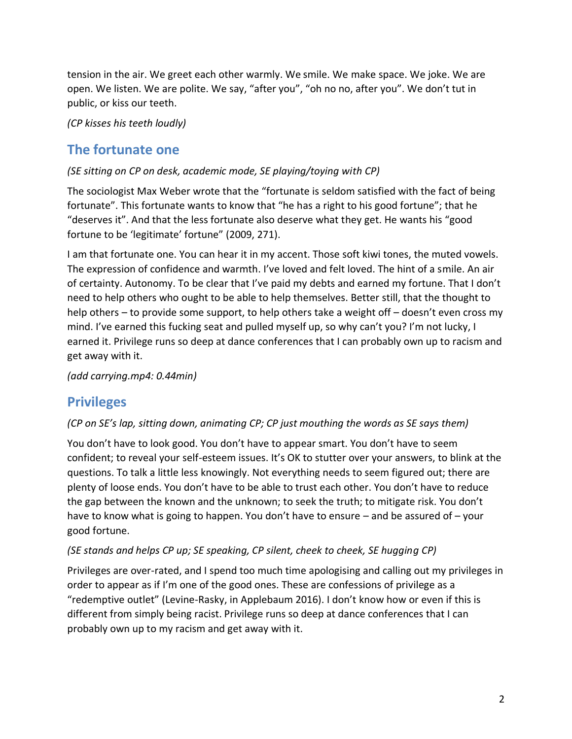tension in the air. We greet each other warmly. We smile. We make space. We joke. We are open. We listen. We are polite. We say, “after you”, “oh no no, after you”. We don’t tut in public, or kiss our teeth.

*(CP kisses his teeth loudly)*

## The fortunate one

*(SE sitting on CP on desk, academic mode, SE playing/toying with CP)*

The sociologist Max Weber wrote that the “fortunate is seldom satisfied with the fact of being fortunate”. This fortunate wants to know that “he has a right to his good fortune”; that he “deserves it”. And that the less fortunate also deserve what they get. He wants his “good fortune to be ‘legitimate’ fortune” (2009, 271).

I am that fortunate one. You can hear it in my accent. Those soft kiwi tones, the muted vowels. The expression of confidence and warmth. I’ve loved and felt loved. The hint of a smile. An air of certainty. Autonomy. To be clear that I’ve paid my debts and earned my fortune. That I don’t need to help others who ought to be able to help themselves. Better still, that the thought to help others – to provide some support, to help others take a weight off – doesn’t even cross my mind. I’ve earned this fucking seat and pulled myself up, so why can’t you? I’m not lucky, I earned it. Privilege runs so deep at dance conferences that I can probably own up to racism and get away with it.

*(add carrying.mp4: 0.44min)*

## Privileges

*(CP on SE’s lap, sitting down, animating CP; CP just mouthing the words as SE says them)*

You don’t have to look good. You don’t have to appear smart. You don’t have to seem confident; to reveal your self-esteem issues. It’s OK to stutter over your answers, to blink at the questions. To talk a little less knowingly. Not everything needs to seem figured out; there are plenty of loose ends. You don’t have to be able to trust each other. You don’t have to reduce the gap between the known and the unknown; to seek the truth; to mitigate risk. You don’t have to know what is going to happen. You don’t have to ensure – and be assured of – your good fortune.

*(SE stands and helps CP up; SE speaking, CP silent, cheek to cheek, SE hugging CP)*

Privileges are over-rated, and I spend too much time apologising and calling out my privileges in order to appear as if I’m one of the good ones. These are confessions of privilege as a “redemptive outlet” (Levine-Rasky, in Applebaum 2016). I don’t know how or even if this is different from simply being racist. Privilege runs so deep at dance conferences that I can probably own up to my racism and get away with it.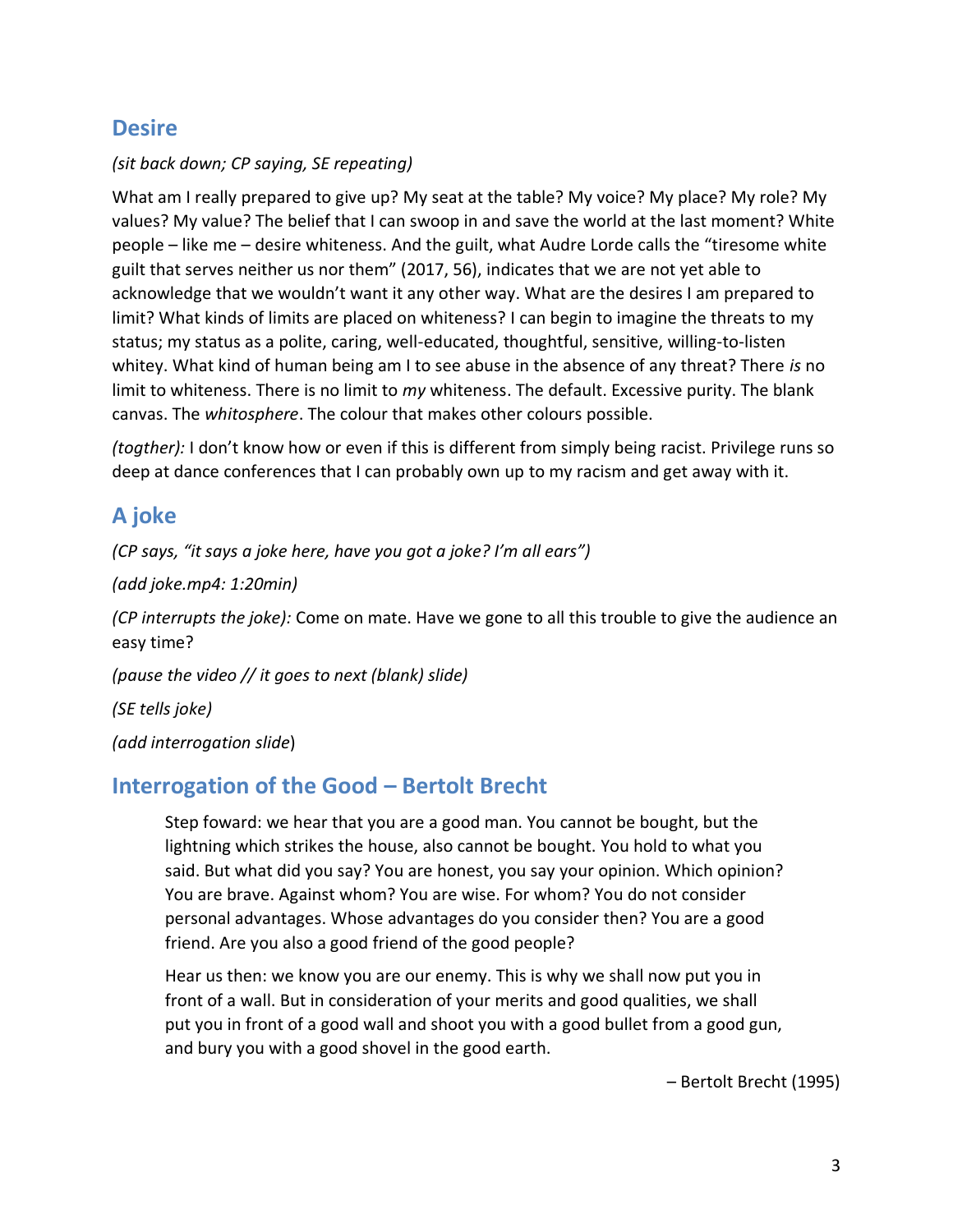## Desire

*(sit back down; CP saying, SE repeating)*

What am I really prepared to give up? My seat at the table? My voice? My place? My role? My values? My value? The belief that I can swoop in and save the world at the last moment? White people – like me – desire whiteness. And the guilt, what Audre Lorde calls the "tiresome white guilt that serves neither us nor them" (2017, 56), indicates that we are not yet able to acknowledge that we wouldn't want it any other way. What are the desires I am prepared to limit? What kinds of limits are placed on whiteness? I can begin to imagine the threats to my status; my status as a polite, caring, well-educated, thoughtful, sensitive, willing-to-listen whitey. What kind of human being am I to see abuse in the absence of any threat? There *is* no limit to whiteness. There is no limit to *my* whiteness. The default. Excessive purity. The blank canvas. The *whitosphere*. The colour that makes other colours possible.

*(togther):* I don't know how or even if this is different from simply being racist. Privilege runs so deep at dance conferences that I can probably own up to my racism and get away with it.

## A joke

*(CP says, "it says a joke here, have you got a joke? I'm all ears")*

*(add joke.mp4: 1:20min)*

*(CP interrupts the joke):* Come on mate. Have we gone to all this trouble to give the audience an easy time?

*(pause the video // it goes to next (blank) slide)*

*(SE tells joke)*

*(add interrogation slide)*

## Interrogation of the Good – Bertolt Brecht

> Step foward: we hear that you are a good man. You cannot be bought, but the lightning which strikes the house, also cannot be bought. You hold to what you said. But what did you say? You are honest, you say your opinion. Which opinion? You are brave. Against whom? You are wise. For whom? You do not consider personal advantages. Whose advantages do you consider then? You are a good friend. Are you also a good friend of the good people?
>
> Hear us then: we know you are our enemy. This is why we shall now put you in front of a wall. But in consideration of your merits and good qualities, we shall put you in front of a good wall and shoot you with a good bullet from a good gun, and bury you with a good shovel in the good earth.
>
> – Bertolt Brecht (1995)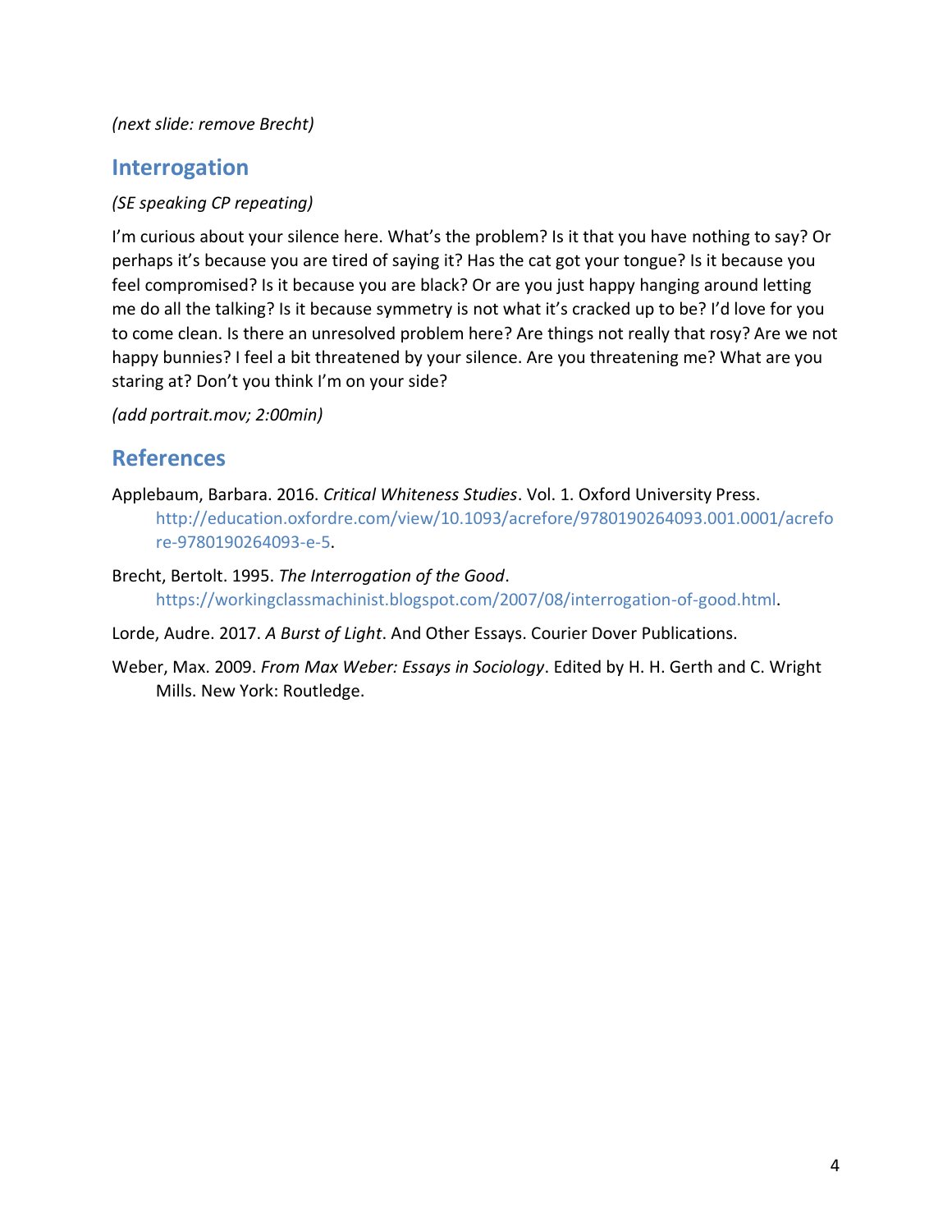*(next slide: remove Brecht)*

## Interrogation

*(SE speaking CP repeating)*

I'm curious about your silence here. What's the problem? Is it that you have nothing to say? Or perhaps it's because you are tired of saying it? Has the cat got your tongue? Is it because you feel compromised? Is it because you are black? Or are you just happy hanging around letting me do all the talking? Is it because symmetry is not what it's cracked up to be? I'd love for you to come clean. Is there an unresolved problem here? Are things not really that rosy? Are we not happy bunnies? I feel a bit threatened by your silence. Are you threatening me? What are you staring at? Don't you think I'm on your side?

*(add portrait.mov; 2:00min)*

## References

Applebaum, Barbara. 2016. *Critical Whiteness Studies*. Vol. 1. Oxford University Press. http://education.oxfordre.com/view/10.1093/acrefore/9780190264093.001.0001/acrefore-9780190264093-e-5.

Brecht, Bertolt. 1995. *The Interrogation of the Good*. https://workingclassmachinist.blogspot.com/2007/08/interrogation-of-good.html.

Lorde, Audre. 2017. *A Burst of Light*. And Other Essays. Courier Dover Publications.

Weber, Max. 2009. *From Max Weber: Essays in Sociology*. Edited by H. H. Gerth and C. Wright Mills. New York: Routledge.